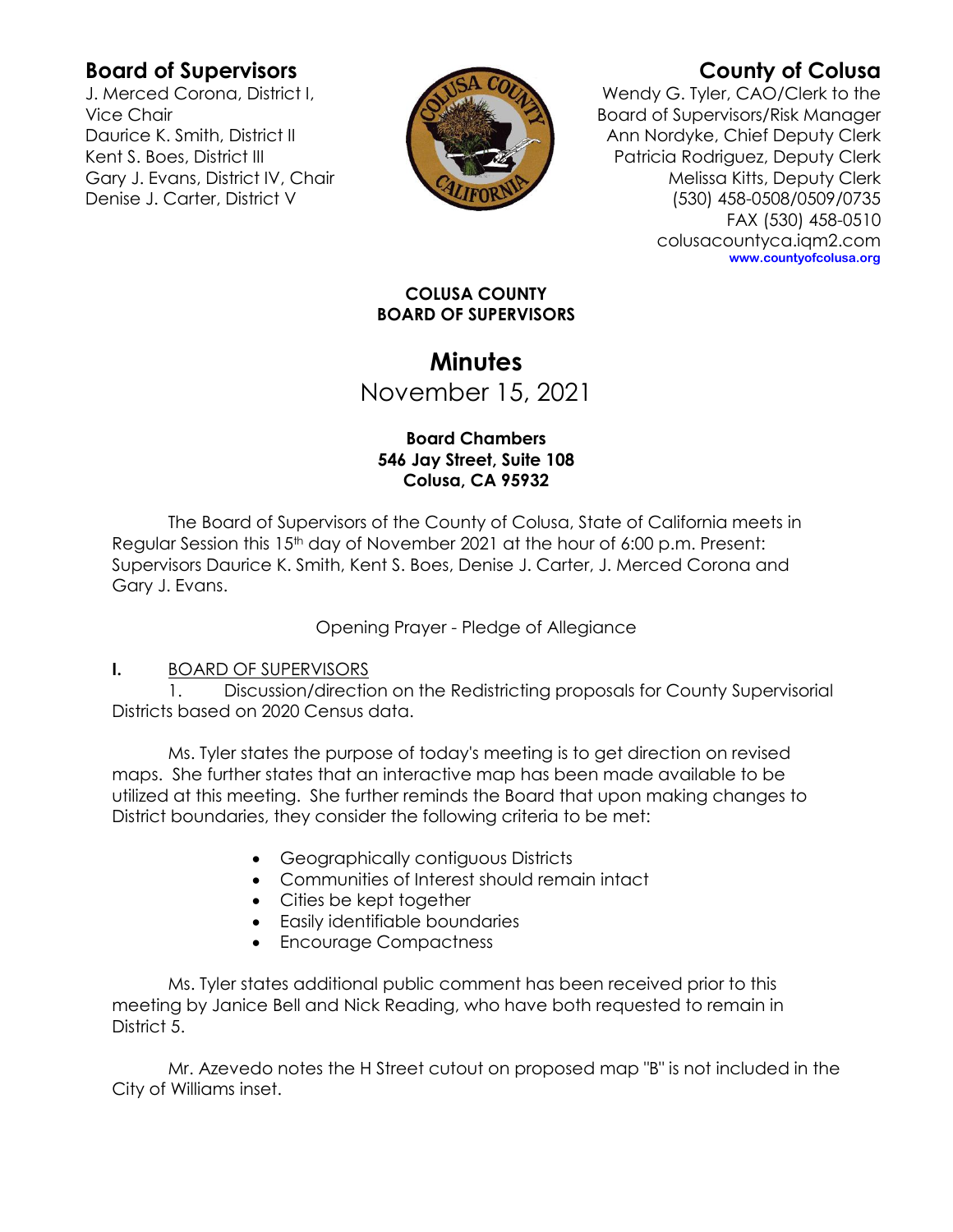## Board of Supervisors

J. Merced Corona, District I, Vice Chair
Daurice K. Smith, District II
Kent S. Boes, District III
Gary J. Evans, District IV, Chair
Denise J. Carter, District V

## County of Colusa

Wendy G. Tyler, CAO/Clerk to the Board of Supervisors/Risk Manager
Ann Nordyke, Chief Deputy Clerk
Patricia Rodriguez, Deputy Clerk
Melissa Kitts, Deputy Clerk
(530) 458-0508/0509/0735
FAX (530) 458-0510
colusacountyca.iqm2.com
www.countyofcolusa.org

**COLUSA COUNTY**
**BOARD OF SUPERVISORS**

# Minutes

November 15, 2021

**Board Chambers**
**546 Jay Street, Suite 108**
**Colusa, CA 95932**

The Board of Supervisors of the County of Colusa, State of California meets in Regular Session this 15th day of November 2021 at the hour of 6:00 p.m. Present: Supervisors Daurice K. Smith, Kent S. Boes, Denise J. Carter, J. Merced Corona and Gary J. Evans.

Opening Prayer - Pledge of Allegiance

**I.** BOARD OF SUPERVISORS

1. Discussion/direction on the Redistricting proposals for County Supervisorial Districts based on 2020 Census data.

Ms. Tyler states the purpose of today's meeting is to get direction on revised maps. She further states that an interactive map has been made available to be utilized at this meeting. She further reminds the Board that upon making changes to District boundaries, they consider the following criteria to be met:

- Geographically contiguous Districts
- Communities of Interest should remain intact
- Cities be kept together
- Easily identifiable boundaries
- Encourage Compactness

Ms. Tyler states additional public comment has been received prior to this meeting by Janice Bell and Nick Reading, who have both requested to remain in District 5.

Mr. Azevedo notes the H Street cutout on proposed map "B" is not included in the City of Williams inset.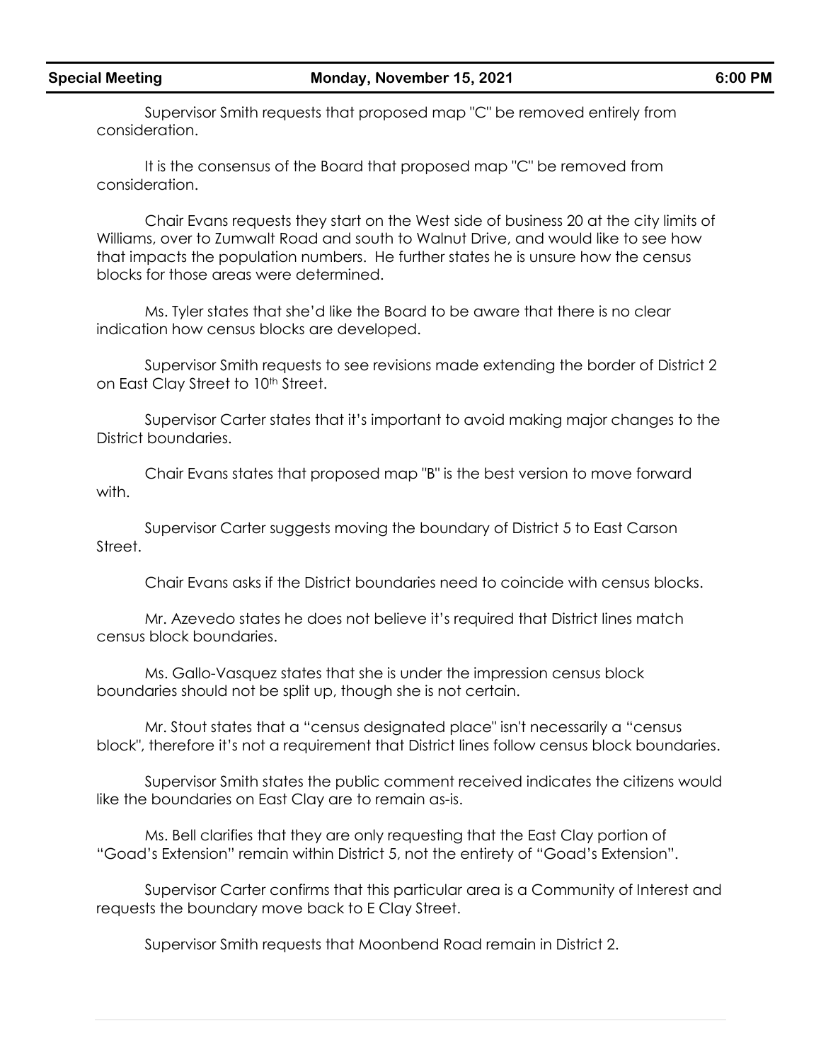Supervisor Smith requests that proposed map "C" be removed entirely from consideration.

It is the consensus of the Board that proposed map "C" be removed from consideration.

Chair Evans requests they start on the West side of business 20 at the city limits of Williams, over to Zumwalt Road and south to Walnut Drive, and would like to see how that impacts the population numbers. He further states he is unsure how the census blocks for those areas were determined.

Ms. Tyler states that she'd like the Board to be aware that there is no clear indication how census blocks are developed.

Supervisor Smith requests to see revisions made extending the border of District 2 on East Clay Street to 10th Street.

Supervisor Carter states that it's important to avoid making major changes to the District boundaries.

Chair Evans states that proposed map "B" is the best version to move forward with.

Supervisor Carter suggests moving the boundary of District 5 to East Carson Street.

Chair Evans asks if the District boundaries need to coincide with census blocks.

Mr. Azevedo states he does not believe it's required that District lines match census block boundaries.

Ms. Gallo-Vasquez states that she is under the impression census block boundaries should not be split up, though she is not certain.

Mr. Stout states that a "census designated place" isn't necessarily a "census block", therefore it's not a requirement that District lines follow census block boundaries.

Supervisor Smith states the public comment received indicates the citizens would like the boundaries on East Clay are to remain as-is.

Ms. Bell clarifies that they are only requesting that the East Clay portion of "Goad's Extension" remain within District 5, not the entirety of "Goad's Extension".

Supervisor Carter confirms that this particular area is a Community of Interest and requests the boundary move back to E Clay Street.

Supervisor Smith requests that Moonbend Road remain in District 2.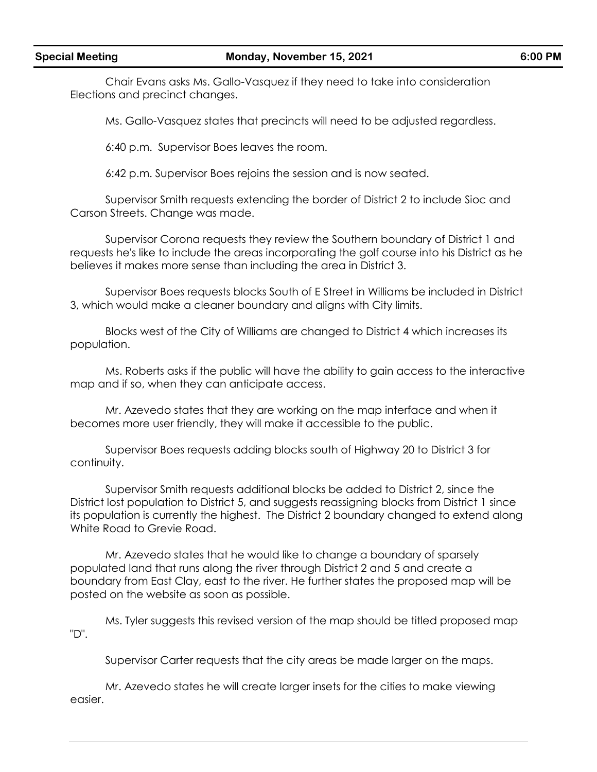Chair Evans asks Ms. Gallo-Vasquez if they need to take into consideration Elections and precinct changes.

Ms. Gallo-Vasquez states that precincts will need to be adjusted regardless.

6:40 p.m. Supervisor Boes leaves the room.

6:42 p.m. Supervisor Boes rejoins the session and is now seated.

Supervisor Smith requests extending the border of District 2 to include Sioc and Carson Streets. Change was made.

Supervisor Corona requests they review the Southern boundary of District 1 and requests he's like to include the areas incorporating the golf course into his District as he believes it makes more sense than including the area in District 3.

Supervisor Boes requests blocks South of E Street in Williams be included in District 3, which would make a cleaner boundary and aligns with City limits.

Blocks west of the City of Williams are changed to District 4 which increases its population.

Ms. Roberts asks if the public will have the ability to gain access to the interactive map and if so, when they can anticipate access.

Mr. Azevedo states that they are working on the map interface and when it becomes more user friendly, they will make it accessible to the public.

Supervisor Boes requests adding blocks south of Highway 20 to District 3 for continuity.

Supervisor Smith requests additional blocks be added to District 2, since the District lost population to District 5, and suggests reassigning blocks from District 1 since its population is currently the highest. The District 2 boundary changed to extend along White Road to Grevie Road.

Mr. Azevedo states that he would like to change a boundary of sparsely populated land that runs along the river through District 2 and 5 and create a boundary from East Clay, east to the river. He further states the proposed map will be posted on the website as soon as possible.

Ms. Tyler suggests this revised version of the map should be titled proposed map "D".

Supervisor Carter requests that the city areas be made larger on the maps.

Mr. Azevedo states he will create larger insets for the cities to make viewing easier.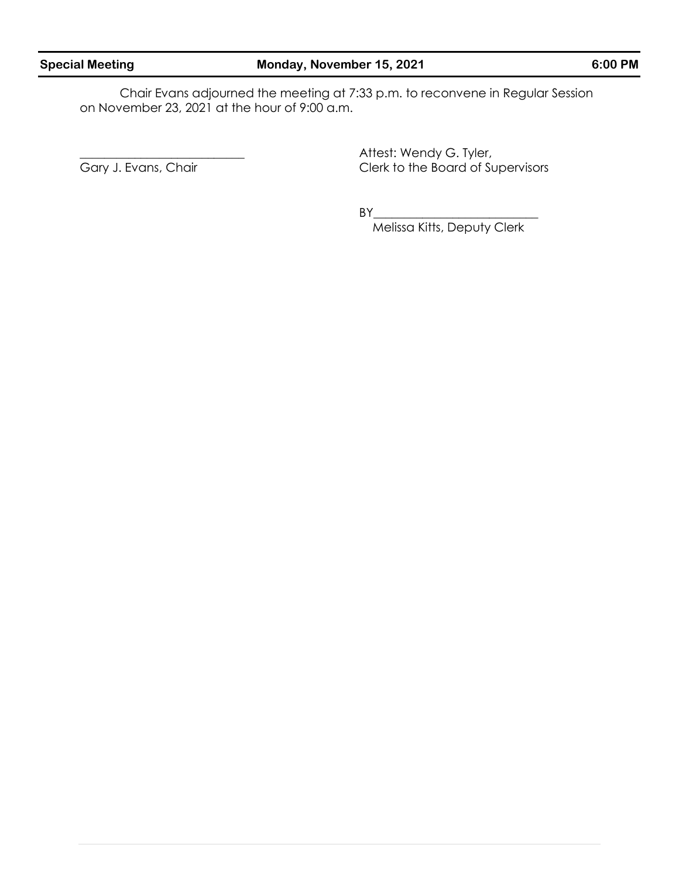Chair Evans adjourned the meeting at 7:33 p.m. to reconvene in Regular Session on November 23, 2021 at the hour of 9:00 a.m.

\_\_\_\_\_\_\_\_\_\_\_\_\_\_\_\_\_\_\_\_\_\_\_\_\_\_\_\_
Gary J. Evans, Chair

Attest: Wendy G. Tyler,
Clerk to the Board of Supervisors

BY\_\_\_\_\_\_\_\_\_\_\_\_\_\_\_\_\_\_\_\_\_\_\_\_\_\_\_\_
Melissa Kitts, Deputy Clerk